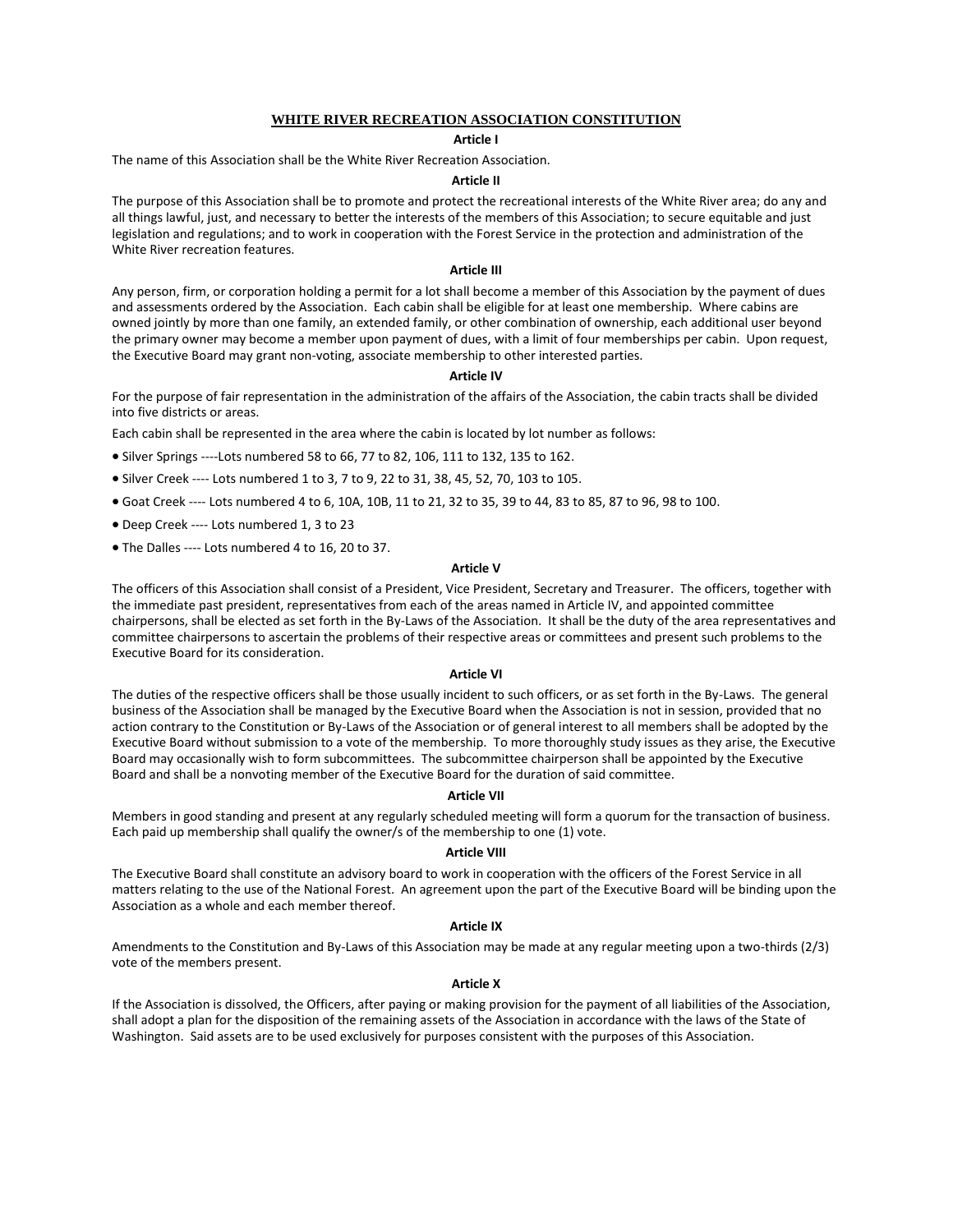# WHITE RIVER RECREATION ASSOCIATION CONSTITUTION

## Article I

The name of this Association shall be the White River Recreation Association.

## Article II

The purpose of this Association shall be to promote and protect the recreational interests of the White River area; do any and all things lawful, just, and necessary to better the interests of the members of this Association; to secure equitable and just legislation and regulations; and to work in cooperation with the Forest Service in the protection and administration of the White River recreation features.

## Article III

Any person, firm, or corporation holding a permit for a lot shall become a member of this Association by the payment of dues and assessments ordered by the Association. Each cabin shall be eligible for at least one membership. Where cabins are owned jointly by more than one family, an extended family, or other combination of ownership, each additional user beyond the primary owner may become a member upon payment of dues, with a limit of four memberships per cabin. Upon request, the Executive Board may grant non-voting, associate membership to other interested parties.

## Article IV

For the purpose of fair representation in the administration of the affairs of the Association, the cabin tracts shall be divided into five districts or areas.

Each cabin shall be represented in the area where the cabin is located by lot number as follows:

- Silver Springs ----Lots numbered 58 to 66, 77 to 82, 106, 111 to 132, 135 to 162.
- Silver Creek ---- Lots numbered 1 to 3, 7 to 9, 22 to 31, 38, 45, 52, 70, 103 to 105.
- Goat Creek ---- Lots numbered 4 to 6, 10A, 10B, 11 to 21, 32 to 35, 39 to 44, 83 to 85, 87 to 96, 98 to 100.
- Deep Creek ---- Lots numbered 1, 3 to 23
- The Dalles ---- Lots numbered 4 to 16, 20 to 37.

## Article V

The officers of this Association shall consist of a President, Vice President, Secretary and Treasurer. The officers, together with the immediate past president, representatives from each of the areas named in Article IV, and appointed committee chairpersons, shall be elected as set forth in the By-Laws of the Association. It shall be the duty of the area representatives and committee chairpersons to ascertain the problems of their respective areas or committees and present such problems to the Executive Board for its consideration.

## Article VI

The duties of the respective officers shall be those usually incident to such officers, or as set forth in the By-Laws. The general business of the Association shall be managed by the Executive Board when the Association is not in session, provided that no action contrary to the Constitution or By-Laws of the Association or of general interest to all members shall be adopted by the Executive Board without submission to a vote of the membership. To more thoroughly study issues as they arise, the Executive Board may occasionally wish to form subcommittees. The subcommittee chairperson shall be appointed by the Executive Board and shall be a nonvoting member of the Executive Board for the duration of said committee.

## Article VII

Members in good standing and present at any regularly scheduled meeting will form a quorum for the transaction of business. Each paid up membership shall qualify the owner/s of the membership to one (1) vote.

## Article VIII

The Executive Board shall constitute an advisory board to work in cooperation with the officers of the Forest Service in all matters relating to the use of the National Forest. An agreement upon the part of the Executive Board will be binding upon the Association as a whole and each member thereof.

## Article IX

Amendments to the Constitution and By-Laws of this Association may be made at any regular meeting upon a two-thirds (2/3) vote of the members present.

## Article X

If the Association is dissolved, the Officers, after paying or making provision for the payment of all liabilities of the Association, shall adopt a plan for the disposition of the remaining assets of the Association in accordance with the laws of the State of Washington. Said assets are to be used exclusively for purposes consistent with the purposes of this Association.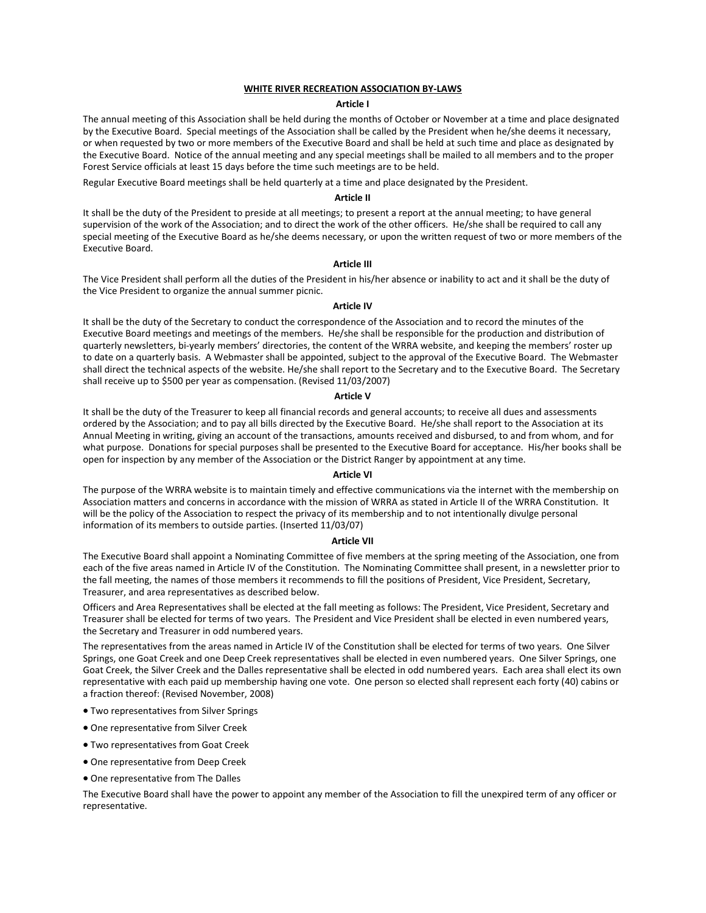## WHITE RIVER RECREATION ASSOCIATION BY-LAWS

### Article I

The annual meeting of this Association shall be held during the months of October or November at a time and place designated by the Executive Board. Special meetings of the Association shall be called by the President when he/she deems it necessary, or when requested by two or more members of the Executive Board and shall be held at such time and place as designated by the Executive Board. Notice of the annual meeting and any special meetings shall be mailed to all members and to the proper Forest Service officials at least 15 days before the time such meetings are to be held.

Regular Executive Board meetings shall be held quarterly at a time and place designated by the President.

### Article II

It shall be the duty of the President to preside at all meetings; to present a report at the annual meeting; to have general supervision of the work of the Association; and to direct the work of the other officers. He/she shall be required to call any special meeting of the Executive Board as he/she deems necessary, or upon the written request of two or more members of the Executive Board.

### Article III

The Vice President shall perform all the duties of the President in his/her absence or inability to act and it shall be the duty of the Vice President to organize the annual summer picnic.

### Article IV

It shall be the duty of the Secretary to conduct the correspondence of the Association and to record the minutes of the Executive Board meetings and meetings of the members. He/she shall be responsible for the production and distribution of quarterly newsletters, bi-yearly members' directories, the content of the WRRA website, and keeping the members' roster up to date on a quarterly basis. A Webmaster shall be appointed, subject to the approval of the Executive Board. The Webmaster shall direct the technical aspects of the website. He/she shall report to the Secretary and to the Executive Board. The Secretary shall receive up to $500 per year as compensation. (Revised 11/03/2007)

### Article V

It shall be the duty of the Treasurer to keep all financial records and general accounts; to receive all dues and assessments ordered by the Association; and to pay all bills directed by the Executive Board. He/she shall report to the Association at its Annual Meeting in writing, giving an account of the transactions, amounts received and disbursed, to and from whom, and for what purpose. Donations for special purposes shall be presented to the Executive Board for acceptance. His/her books shall be open for inspection by any member of the Association or the District Ranger by appointment at any time.

### Article VI

The purpose of the WRRA website is to maintain timely and effective communications via the internet with the membership on Association matters and concerns in accordance with the mission of WRRA as stated in Article II of the WRRA Constitution. It will be the policy of the Association to respect the privacy of its membership and to not intentionally divulge personal information of its members to outside parties. (Inserted 11/03/07)

### Article VII

The Executive Board shall appoint a Nominating Committee of five members at the spring meeting of the Association, one from each of the five areas named in Article IV of the Constitution. The Nominating Committee shall present, in a newsletter prior to the fall meeting, the names of those members it recommends to fill the positions of President, Vice President, Secretary, Treasurer, and area representatives as described below.

Officers and Area Representatives shall be elected at the fall meeting as follows: The President, Vice President, Secretary and Treasurer shall be elected for terms of two years. The President and Vice President shall be elected in even numbered years, the Secretary and Treasurer in odd numbered years.

The representatives from the areas named in Article IV of the Constitution shall be elected for terms of two years. One Silver Springs, one Goat Creek and one Deep Creek representatives shall be elected in even numbered years. One Silver Springs, one Goat Creek, the Silver Creek and the Dalles representative shall be elected in odd numbered years. Each area shall elect its own representative with each paid up membership having one vote. One person so elected shall represent each forty (40) cabins or a fraction thereof: (Revised November, 2008)

- Two representatives from Silver Springs
- One representative from Silver Creek
- Two representatives from Goat Creek
- One representative from Deep Creek
- One representative from The Dalles

The Executive Board shall have the power to appoint any member of the Association to fill the unexpired term of any officer or representative.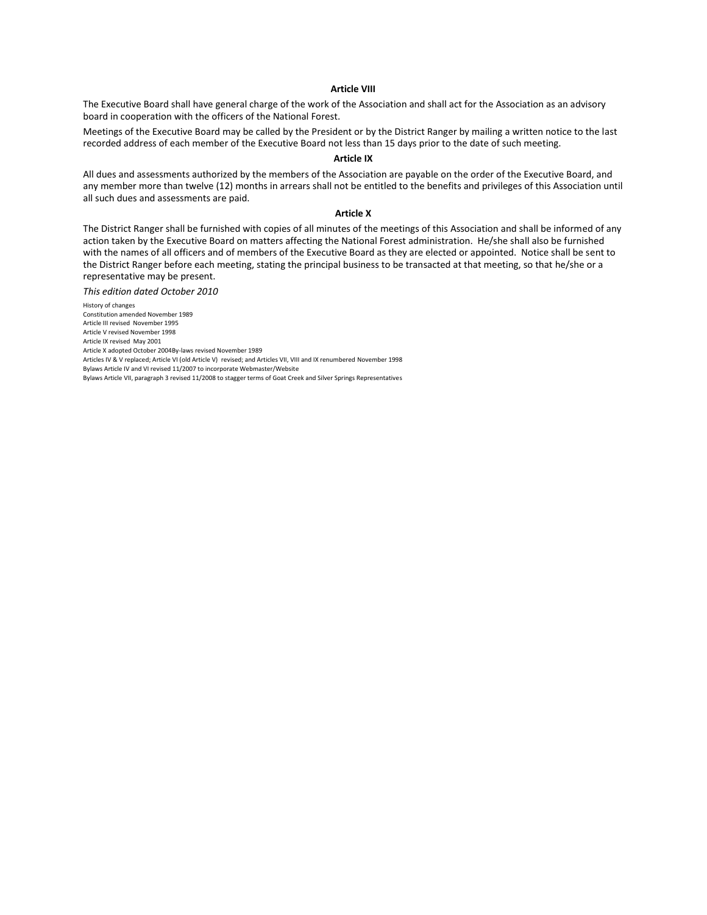### Article VIII

The Executive Board shall have general charge of the work of the Association and shall act for the Association as an advisory board in cooperation with the officers of the National Forest.

Meetings of the Executive Board may be called by the President or by the District Ranger by mailing a written notice to the last recorded address of each member of the Executive Board not less than 15 days prior to the date of such meeting.

### Article IX

All dues and assessments authorized by the members of the Association are payable on the order of the Executive Board, and any member more than twelve (12) months in arrears shall not be entitled to the benefits and privileges of this Association until all such dues and assessments are paid.

### Article X

The District Ranger shall be furnished with copies of all minutes of the meetings of this Association and shall be informed of any action taken by the Executive Board on matters affecting the National Forest administration. He/she shall also be furnished with the names of all officers and of members of the Executive Board as they are elected or appointed. Notice shall be sent to the District Ranger before each meeting, stating the principal business to be transacted at that meeting, so that he/she or a representative may be present.

*This edition dated October 2010*

History of changes
Constitution amended November 1989
Article III revised November 1995
Article V revised November 1998
Article IX revised May 2001
Article X adopted October 2004By-laws revised November 1989
Articles IV & V replaced; Article VI (old Article V) revised; and Articles VII, VIII and IX renumbered November 1998
Bylaws Article IV and VI revised 11/2007 to incorporate Webmaster/Website
Bylaws Article VII, paragraph 3 revised 11/2008 to stagger terms of Goat Creek and Silver Springs Representatives